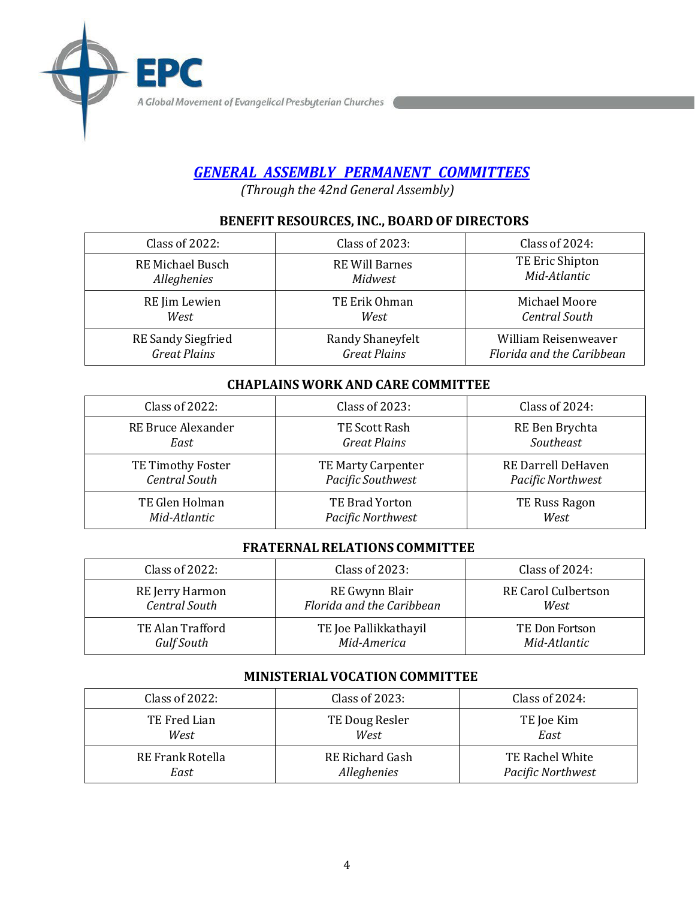EPC

A Global Movement of Evangelical Presbyterian Churches

# *GENERAL ASSEMBLY PERMANENT COMMITTEES*

*(Through the 42nd General Assembly)*

### BENEFIT RESOURCES, INC., BOARD OF DIRECTORS

| Class of 2022: | Class of 2023: | Class of 2024: |
|---|---|---|
| RE Michael Busch *Alleghenies* | RE Will Barnes *Midwest* | TE Eric Shipton *Mid-Atlantic* |
| RE Jim Lewien *West* | TE Erik Ohman *West* | Michael Moore *Central South* |
| RE Sandy Siegfried *Great Plains* | Randy Shaneyfelt *Great Plains* | William Reisenweaver *Florida and the Caribbean* |

### CHAPLAINS WORK AND CARE COMMITTEE

| Class of 2022: | Class of 2023: | Class of 2024: |
|---|---|---|
| RE Bruce Alexander *East* | TE Scott Rash *Great Plains* | RE Ben Brychta *Southeast* |
| TE Timothy Foster *Central South* | TE Marty Carpenter *Pacific Southwest* | RE Darrell DeHaven *Pacific Northwest* |
| TE Glen Holman *Mid-Atlantic* | TE Brad Yorton *Pacific Northwest* | TE Russ Ragon *West* |

### FRATERNAL RELATIONS COMMITTEE

| Class of 2022: | Class of 2023: | Class of 2024: |
|---|---|---|
| RE Jerry Harmon *Central South* | RE Gwynn Blair *Florida and the Caribbean* | RE Carol Culbertson *West* |
| TE Alan Trafford *Gulf South* | TE Joe Pallikkathayil *Mid-America* | TE Don Fortson *Mid-Atlantic* |

### MINISTERIAL VOCATION COMMITTEE

| Class of 2022: | Class of 2023: | Class of 2024: |
|---|---|---|
| TE Fred Lian *West* | TE Doug Resler *West* | TE Joe Kim *East* |
| RE Frank Rotella *East* | RE Richard Gash *Alleghenies* | TE Rachel White *Pacific Northwest* |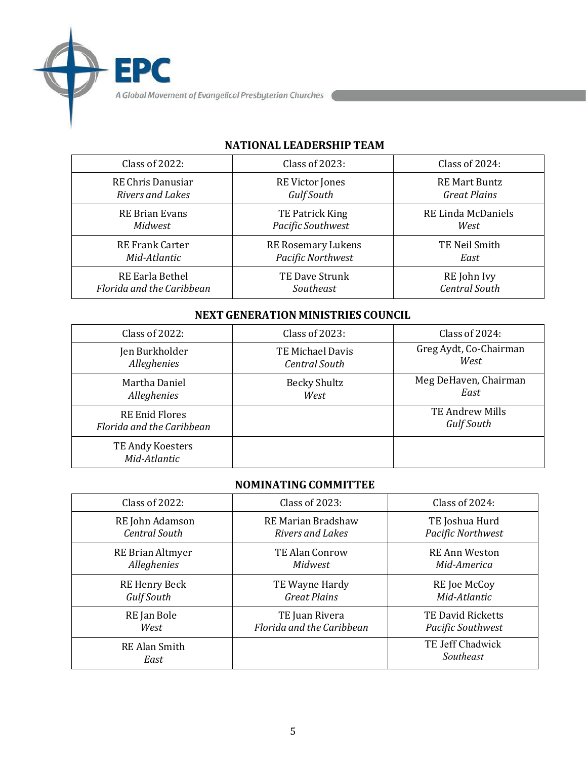## NATIONAL LEADERSHIP TEAM

| Class of 2022: | Class of 2023: | Class of 2024: |
| --- | --- | --- |
| RE Chris Danusiar *Rivers and Lakes* | RE Victor Jones *Gulf South* | RE Mart Buntz *Great Plains* |
| RE Brian Evans *Midwest* | TE Patrick King *Pacific Southwest* | RE Linda McDaniels *West* |
| RE Frank Carter *Mid-Atlantic* | RE Rosemary Lukens *Pacific Northwest* | TE Neil Smith *East* |
| RE Earla Bethel *Florida and the Caribbean* | TE Dave Strunk *Southeast* | RE John Ivy *Central South* |

## NEXT GENERATION MINISTRIES COUNCIL

| Class of 2022: | Class of 2023: | Class of 2024: |
| --- | --- | --- |
| Jen Burkholder *Alleghenies* | TE Michael Davis *Central South* | Greg Aydt, Co-Chairman *West* |
| Martha Daniel *Alleghenies* | Becky Shultz *West* | Meg DeHaven, Chairman *East* |
| RE Enid Flores *Florida and the Caribbean* | | TE Andrew Mills *Gulf South* |
| TE Andy Koesters *Mid-Atlantic* | | |

## NOMINATING COMMITTEE

| Class of 2022: | Class of 2023: | Class of 2024: |
| --- | --- | --- |
| RE John Adamson *Central South* | RE Marian Bradshaw *Rivers and Lakes* | TE Joshua Hurd *Pacific Northwest* |
| RE Brian Altmyer *Alleghenies* | TE Alan Conrow *Midwest* | RE Ann Weston *Mid-America* |
| RE Henry Beck *Gulf South* | TE Wayne Hardy *Great Plains* | RE Joe McCoy *Mid-Atlantic* |
| RE Jan Bole *West* | TE Juan Rivera *Florida and the Caribbean* | TE David Ricketts *Pacific Southwest* |
| RE Alan Smith *East* | | TE Jeff Chadwick *Southeast* |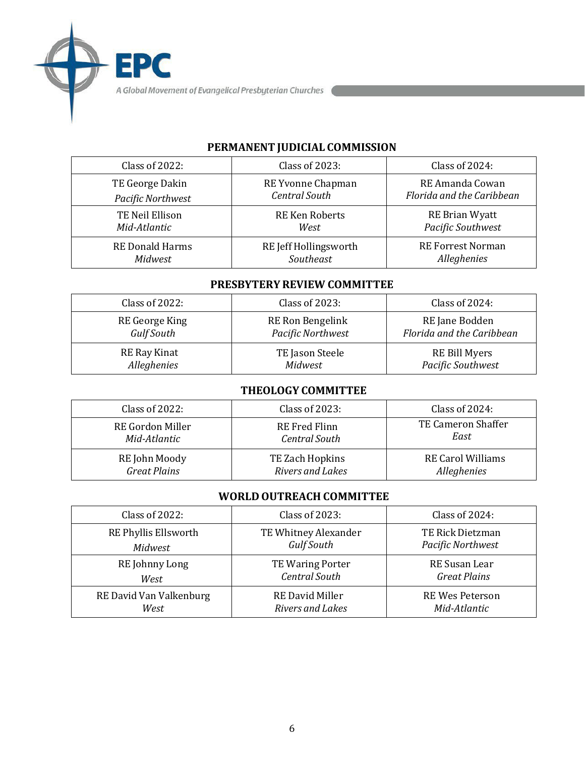## PERMANENT JUDICIAL COMMISSION

| Class of 2022: | Class of 2023: | Class of 2024: |
| --- | --- | --- |
| TE George Dakin *Pacific Northwest* | RE Yvonne Chapman *Central South* | RE Amanda Cowan *Florida and the Caribbean* |
| TE Neil Ellison *Mid-Atlantic* | RE Ken Roberts *West* | RE Brian Wyatt *Pacific Southwest* |
| RE Donald Harms *Midwest* | RE Jeff Hollingsworth *Southeast* | RE Forrest Norman *Allegheniеs* |

## PRESBYTERY REVIEW COMMITTEE

| Class of 2022: | Class of 2023: | Class of 2024: |
| --- | --- | --- |
| RE George King *Gulf South* | RE Ron Bengelink *Pacific Northwest* | RE Jane Bodden *Florida and the Caribbean* |
| RE Ray Kinat *Alleghenies* | TE Jason Steele *Midwest* | RE Bill Myers *Pacific Southwest* |

## THEOLOGY COMMITTEE

| Class of 2022: | Class of 2023: | Class of 2024: |
| --- | --- | --- |
| RE Gordon Miller *Mid-Atlantic* | RE Fred Flinn *Central South* | TE Cameron Shaffer *East* |
| RE John Moody *Great Plains* | TE Zach Hopkins *Rivers and Lakes* | RE Carol Williams *Alleghenies* |

## WORLD OUTREACH COMMITTEE

| Class of 2022: | Class of 2023: | Class of 2024: |
| --- | --- | --- |
| RE Phyllis Ellsworth *Midwest* | TE Whitney Alexander *Gulf South* | TE Rick Dietzman *Pacific Northwest* |
| RE Johnny Long *West* | TE Waring Porter *Central South* | RE Susan Lear *Great Plains* |
| RE David Van Valkenburg *West* | RE David Miller *Rivers and Lakes* | RE Wes Peterson *Mid-Atlantic* |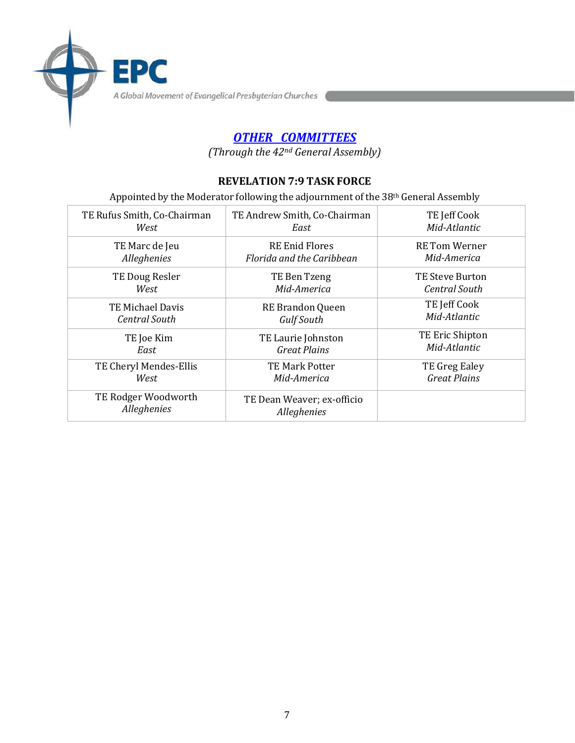# *OTHER COMMITTEES*

*(Through the 42nd General Assembly)*

## REVELATION 7:9 TASK FORCE

Appointed by the Moderator following the adjournment of the 38th General Assembly

| | | |
|---|---|---|
| TE Rufus Smith, Co-Chairman *West* | TE Andrew Smith, Co-Chairman *East* | TE Jeff Cook *Mid-Atlantic* |
| TE Marc de Jeu *Allegheniess* | RE Enid Flores *Florida and the Caribbean* | RE Tom Werner *Mid-America* |
| TE Doug Resler *West* | TE Ben Tzeng *Mid-America* | TE Steve Burton *Central South* |
| TE Michael Davis *Central South* | RE Brandon Queen *Gulf South* | TE Jeff Cook *Mid-Atlantic* |
| TE Joe Kim *East* | TE Laurie Johnston *Great Plains* | TE Eric Shipton *Mid-Atlantic* |
| TE Cheryl Mendes-Ellis *West* | TE Mark Potter *Mid-America* | TE Greg Ealey *Great Plains* |
| TE Rodger Woodworth *Allegheniess* | TE Dean Weaver; ex-officio *Allegheniess* | |